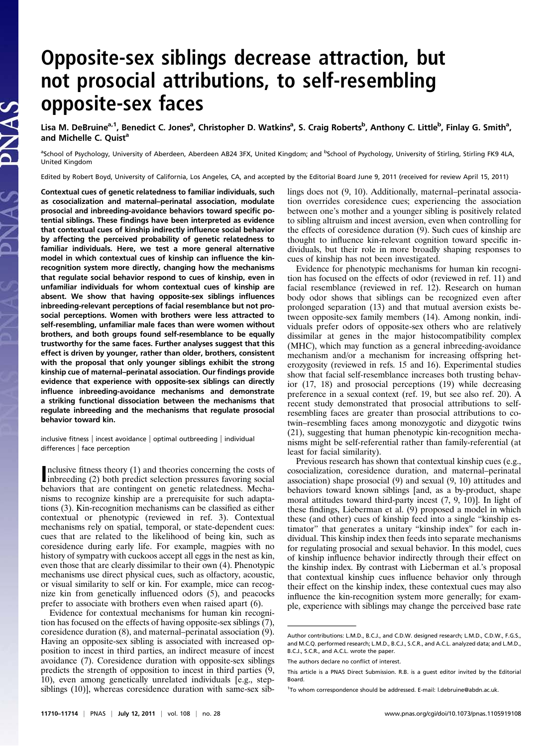# Opposite-sex siblings decrease attraction, but not prosocial attributions, to self-resembling opposite-sex faces

Lisa M. DeBruine[a,1], Benedict C. Jones[a], Christopher D. Watkins[a], S. Craig Roberts[b], Anthony C. Little[b], Finlay G. Smith[a], and Michelle C. Quist[a]

[a]School of Psychology, University of Aberdeen, Aberdeen AB24 3FX, United Kingdom; and [b]School of Psychology, University of Stirling, Stirling FK9 4LA, United Kingdom

Edited by Robert Boyd, University of California, Los Angeles, CA, and accepted by the Editorial Board June 9, 2011 (received for review April 15, 2011)

**Contextual cues of genetic relatedness to familiar individuals, such as cosocialization and maternal–perinatal association, modulate prosocial and inbreeding-avoidance behaviors toward specific potential siblings. These findings have been interpreted as evidence that contextual cues of kinship indirectly influence social behavior by affecting the perceived probability of genetic relatedness to familiar individuals. Here, we test a more general alternative model in which contextual cues of kinship can influence the kin-recognition system more directly, changing how the mechanisms that regulate social behavior respond to cues of kinship, even in unfamiliar individuals for whom contextual cues of kinship are absent. We show that having opposite-sex siblings influences inbreeding-relevant perceptions of facial resemblance but not prosocial perceptions. Women with brothers were less attracted to self-resembling, unfamiliar male faces than were women without brothers, and both groups found self-resemblance to be equally trustworthy for the same faces. Further analyses suggest that this effect is driven by younger, rather than older, brothers, consistent with the proposal that only younger siblings exhibit the strong kinship cue of maternal–perinatal association. Our findings provide evidence that experience with opposite-sex siblings can directly influence inbreeding-avoidance mechanisms and demonstrate a striking functional dissociation between the mechanisms that regulate inbreeding and the mechanisms that regulate prosocial behavior toward kin.**

inclusive fitness | incest avoidance | optimal outbreeding | individual differences | face perception

Inclusive fitness theory (1) and theories concerning the costs of inbreeding (2) both predict selection pressures favoring social behaviors that are contingent on genetic relatedness. Mechanisms to recognize kinship are a prerequisite for such adaptations (3). Kin-recognition mechanisms can be classified as either contextual or phenotypic (reviewed in ref. 3). Contextual mechanisms rely on spatial, temporal, or state-dependent cues: cues that are related to the likelihood of being kin, such as coresidence during early life. For example, magpies with no history of sympatry with cuckoos accept all eggs in the nest as kin, even those that are clearly dissimilar to their own (4). Phenotypic mechanisms use direct physical cues, such as olfactory, acoustic, or visual similarity to self or kin. For example, mice can recognize kin from genetically influenced odors (5), and peacocks prefer to associate with brothers even when raised apart (6).

Evidence for contextual mechanisms for human kin recognition has focused on the effects of having opposite-sex siblings (7), coresidence duration (8), and maternal–perinatal association (9). Having an opposite-sex sibling is associated with increased opposition to incest in third parties, an indirect measure of incest avoidance (7). Coresidence duration with opposite-sex siblings predicts the strength of opposition to incest in third parties (9, 10), even among genetically unrelated individuals [e.g., stepsiblings (10)], whereas coresidence duration with same-sex siblings does not (9, 10). Additionally, maternal–perinatal association overrides coresidence cues; experiencing the association between one's mother and a younger sibling is positively related to sibling altruism and incest aversion, even when controlling for the effects of coresidence duration (9). Such cues of kinship are thought to influence kin-relevant cognition toward specific individuals, but their role in more broadly shaping responses to cues of kinship has not been investigated.

Evidence for phenotypic mechanisms for human kin recognition has focused on the effects of odor (reviewed in ref. 11) and facial resemblance (reviewed in ref. 12). Research on human body odor shows that siblings can be recognized even after prolonged separation (13) and that mutual aversion exists between opposite-sex family members (14). Among nonkin, individuals prefer odors of opposite-sex others who are relatively dissimilar at genes in the major histocompatibility complex (MHC), which may function as a general inbreeding-avoidance mechanism and/or a mechanism for increasing offspring heterozygosity (reviewed in refs. 15 and 16). Experimental studies show that facial self-resemblance increases both trusting behavior (17, 18) and prosocial perceptions (19) while decreasing preference in a sexual context (ref. 19, but see also ref. 20). A recent study demonstrated that prosocial attributions to self-resembling faces are greater than prosocial attributions to cotwin–resembling faces among monozygotic and dizygotic twins (21), suggesting that human phenotypic kin-recognition mechanisms might be self-referential rather than family-referential (at least for facial similarity).

Previous research has shown that contextual kinship cues (e.g., cosocialization, coresidence duration, and maternal–perinatal association) shape prosocial (9) and sexual (9, 10) attitudes and behaviors toward known siblings [and, as a by-product, shape moral attitudes toward third-party incest (7, 9, 10)]. In light of these findings, Lieberman et al. (9) proposed a model in which these (and other) cues of kinship feed into a single "kinship estimator" that generates a unitary "kinship index" for each individual. This kinship index then feeds into separate mechanisms for regulating prosocial and sexual behavior. In this model, cues of kinship influence behavior indirectly through their effect on the kinship index. By contrast with Lieberman et al.'s proposal that contextual kinship cues influence behavior only through their effect on the kinship index, these contextual cues may also influence the kin-recognition system more generally; for example, experience with siblings may change the perceived base rate

Author contributions: L.M.D., B.C.J., and C.D.W. designed research; L.M.D., C.D.W., F.G.S., and M.C.Q. performed research; L.M.D., B.C.J., S.C.R., and A.C.L. analyzed data; and L.M.D., B.C.J., S.C.R., and A.C.L. wrote the paper.

The authors declare no conflict of interest.

This article is a PNAS Direct Submission. R.B. is a guest editor invited by the Editorial Board.

[1]To whom correspondence should be addressed. E-mail: l.debruine@abdn.ac.uk.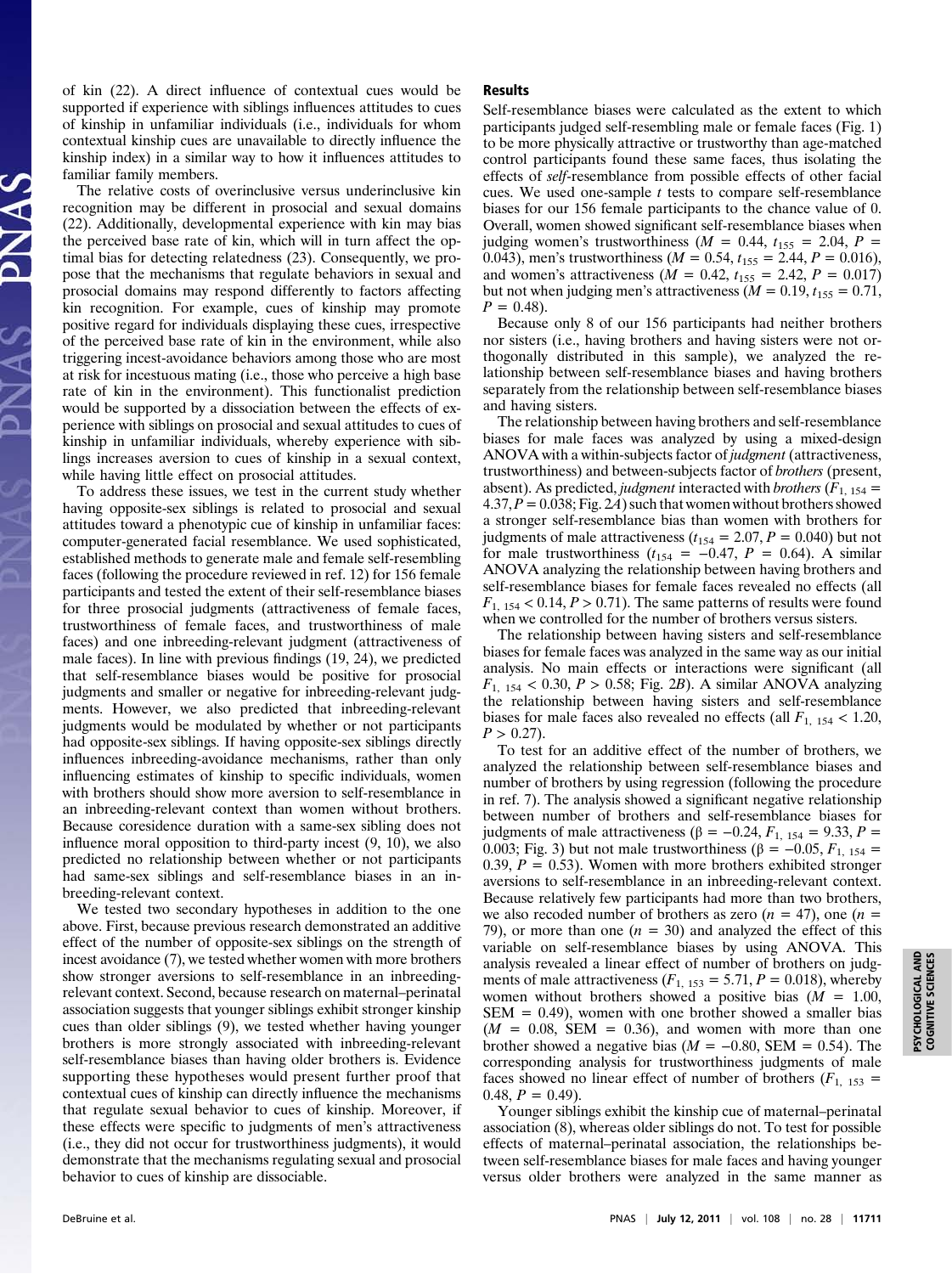of kin (22). A direct influence of contextual cues would be supported if experience with siblings influences attitudes to cues of kinship in unfamiliar individuals (i.e., individuals for whom contextual kinship cues are unavailable to directly influence the kinship index) in a similar way to how it influences attitudes to familiar family members.

The relative costs of overinclusive versus underinclusive kin recognition may be different in prosocial and sexual domains (22). Additionally, developmental experience with kin may bias the perceived base rate of kin, which will in turn affect the optimal bias for detecting relatedness (23). Consequently, we propose that the mechanisms that regulate behaviors in sexual and prosocial domains may respond differently to factors affecting kin recognition. For example, cues of kinship may promote positive regard for individuals displaying these cues, irrespective of the perceived base rate of kin in the environment, while also triggering incest-avoidance behaviors among those who are most at risk for incestuous mating (i.e., those who perceive a high base rate of kin in the environment). This functionalist prediction would be supported by a dissociation between the effects of experience with siblings on prosocial and sexual attitudes to cues of kinship in unfamiliar individuals, whereby experience with siblings increases aversion to cues of kinship in a sexual context, while having little effect on prosocial attitudes.

To address these issues, we test in the current study whether having opposite-sex siblings is related to prosocial and sexual attitudes toward a phenotypic cue of kinship in unfamiliar faces: computer-generated facial resemblance. We used sophisticated, established methods to generate male and female self-resembling faces (following the procedure reviewed in ref. 12) for 156 female participants and tested the extent of their self-resemblance biases for three prosocial judgments (attractiveness of female faces, trustworthiness of female faces, and trustworthiness of male faces) and one inbreeding-relevant judgment (attractiveness of male faces). In line with previous findings (19, 24), we predicted that self-resemblance biases would be positive for prosocial judgments and smaller or negative for inbreeding-relevant judgments. However, we also predicted that inbreeding-relevant judgments would be modulated by whether or not participants had opposite-sex siblings. If having opposite-sex siblings directly influences inbreeding-avoidance mechanisms, rather than only influencing estimates of kinship to specific individuals, women with brothers should show more aversion to self-resemblance in an inbreeding-relevant context than women without brothers. Because coresidence duration with a same-sex sibling does not influence moral opposition to third-party incest (9, 10), we also predicted no relationship between whether or not participants had same-sex siblings and self-resemblance biases in an inbreeding-relevant context.

We tested two secondary hypotheses in addition to the one above. First, because previous research demonstrated an additive effect of the number of opposite-sex siblings on the strength of incest avoidance (7), we tested whether women with more brothers show stronger aversions to self-resemblance in an inbreeding-relevant context. Second, because research on maternal–perinatal association suggests that younger siblings exhibit stronger kinship cues than older siblings (9), we tested whether having younger brothers is more strongly associated with inbreeding-relevant self-resemblance biases than having older brothers is. Evidence supporting these hypotheses would present further proof that contextual cues of kinship can directly influence the mechanisms that regulate sexual behavior to cues of kinship. Moreover, if these effects were specific to judgments of men's attractiveness (i.e., they did not occur for trustworthiness judgments), it would demonstrate that the mechanisms regulating sexual and prosocial behavior to cues of kinship are dissociable.

## Results

Self-resemblance biases were calculated as the extent to which participants judged self-resembling male or female faces (Fig. 1) to be more physically attractive or trustworthy than age-matched control participants found these same faces, thus isolating the effects of *self*-resemblance from possible effects of other facial cues. We used one-sample *t* tests to compare self-resemblance biases for our 156 female participants to the chance value of 0. Overall, women showed significant self-resemblance biases when judging women's trustworthiness ($M = 0.44$, $t_{155} = 2.04$, $P = 0.043$), men's trustworthiness ($M = 0.54$, $t_{155} = 2.44$, $P = 0.016$), and women's attractiveness ($M = 0.42$, $t_{155} = 2.42$, $P = 0.017$) but not when judging men's attractiveness ($M = 0.19$, $t_{155} = 0.71$, $P = 0.48$).

Because only 8 of our 156 participants had neither brothers nor sisters (i.e., having brothers and having sisters were not orthogonally distributed in this sample), we analyzed the relationship between self-resemblance biases and having brothers separately from the relationship between self-resemblance biases and having sisters.

The relationship between having brothers and self-resemblance biases for male faces was analyzed by using a mixed-design ANOVA with a within-subjects factor of *judgment* (attractiveness, trustworthiness) and between-subjects factor of *brothers* (present, absent). As predicted, *judgment* interacted with *brothers* ($F_{1,\,154} = 4.37$, $P = 0.038$; Fig. 2*A*) such that women without brothers showed a stronger self-resemblance bias than women with brothers for judgments of male attractiveness ($t_{154} = 2.07$, $P = 0.040$) but not for male trustworthiness ($t_{154} = -0.47$, $P = 0.64$). A similar ANOVA analyzing the relationship between having brothers and self-resemblance biases for female faces revealed no effects (all $F_{1,\,154} < 0.14$, $P > 0.71$). The same patterns of results were found when we controlled for the number of brothers versus sisters.

The relationship between having sisters and self-resemblance biases for female faces was analyzed in the same way as our initial analysis. No main effects or interactions were significant (all $F_{1,\,154} < 0.30$, $P > 0.58$; Fig. 2*B*). A similar ANOVA analyzing the relationship between having sisters and self-resemblance biases for male faces also revealed no effects (all $F_{1,\,154} < 1.20$, $P > 0.27$).

To test for an additive effect of the number of brothers, we analyzed the relationship between self-resemblance biases and number of brothers by using regression (following the procedure in ref. 7). The analysis showed a significant negative relationship between number of brothers and self-resemblance biases for judgments of male attractiveness ($\beta = -0.24$, $F_{1,\,154} = 9.33$, $P = 0.003$; Fig. 3) but not male trustworthiness ($\beta = -0.05$, $F_{1,\,154} = 0.39$, $P = 0.53$). Women with more brothers exhibited stronger aversions to self-resemblance in an inbreeding-relevant context. Because relatively few participants had more than two brothers, we also recoded number of brothers as zero ($n = 47$), one ($n = 79$), or more than one ($n = 30$) and analyzed the effect of this variable on self-resemblance biases by using ANOVA. This analysis revealed a linear effect of number of brothers on judgments of male attractiveness ($F_{1,\,153} = 5.71$, $P = 0.018$), whereby women without brothers showed a positive bias ($M = 1.00$, $SEM = 0.49$), women with one brother showed a smaller bias ($M = 0.08$, $SEM = 0.36$), and women with more than one brother showed a negative bias ($M = -0.80$, $SEM = 0.54$). The corresponding analysis for trustworthiness judgments of male faces showed no linear effect of number of brothers ($F_{1,\,153} = 0.48$, $P = 0.49$).

Younger siblings exhibit the kinship cue of maternal–perinatal association (8), whereas older siblings do not. To test for possible effects of maternal–perinatal association, the relationships between self-resemblance biases for male faces and having younger versus older brothers were analyzed in the same manner as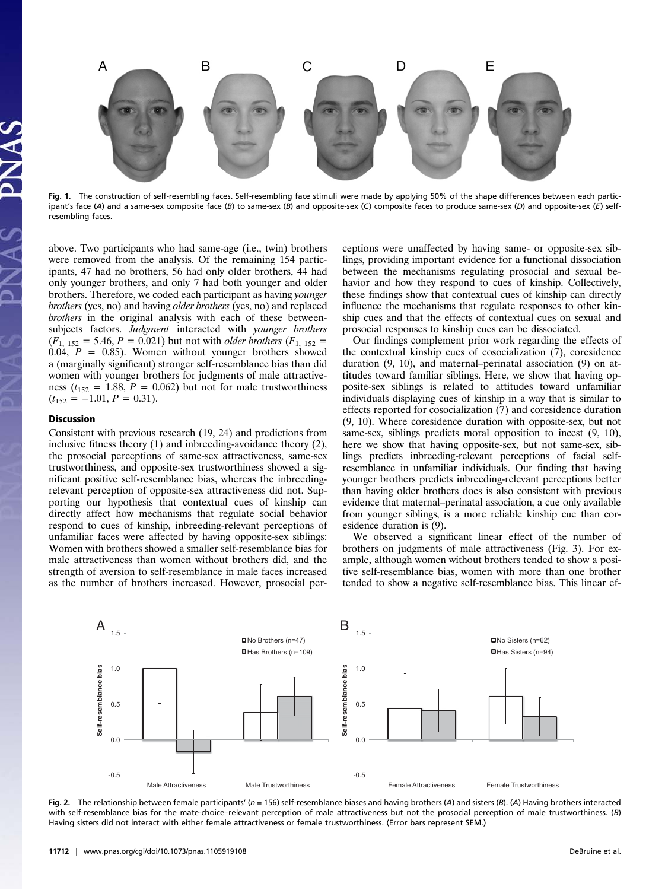Fig. 1. The construction of self-resembling faces. Self-resembling face stimuli were made by applying 50% of the shape differences between each participant's face (*A*) and a same-sex composite face (*B*) to same-sex (*B*) and opposite-sex (*C*) composite faces to produce same-sex (*D*) and opposite-sex (*E*) self-resembling faces.

above. Two participants who had same-age (i.e., twin) brothers were removed from the analysis. Of the remaining 154 participants, 47 had no brothers, 56 had only older brothers, 44 had only younger brothers, and only 7 had both younger and older brothers. Therefore, we coded each participant as having *younger brothers* (yes, no) and having *older brothers* (yes, no) and replaced *brothers* in the original analysis with each of these between-subjects factors. *Judgment* interacted with *younger brothers* ($F_{1, 152} = 5.46$, $P = 0.021$) but not with *older brothers* ($F_{1, 152} = 0.04$, $P = 0.85$). Women without younger brothers showed a (marginally significant) stronger self-resemblance bias than did women with younger brothers for judgments of male attractiveness ($t_{152} = 1.88$, $P = 0.062$) but not for male trustworthiness ($t_{152} = -1.01$, $P = 0.31$).

## Discussion

Consistent with previous research (19, 24) and predictions from inclusive fitness theory (1) and inbreeding-avoidance theory (2), the prosocial perceptions of same-sex attractiveness, same-sex trustworthiness, and opposite-sex trustworthiness showed a significant positive self-resemblance bias, whereas the inbreeding-relevant perception of opposite-sex attractiveness did not. Supporting our hypothesis that contextual cues of kinship can directly affect how mechanisms that regulate social behavior respond to cues of kinship, inbreeding-relevant perceptions of unfamiliar faces were affected by having opposite-sex siblings: Women with brothers showed a smaller self-resemblance bias for male attractiveness than women without brothers did, and the strength of aversion to self-resemblance in male faces increased as the number of brothers increased. However, prosocial perceptions were unaffected by having same- or opposite-sex siblings, providing important evidence for a functional dissociation between the mechanisms regulating prosocial and sexual behavior and how they respond to cues of kinship. Collectively, these findings show that contextual cues of kinship can directly influence the mechanisms that regulate responses to other kinship cues and that the effects of contextual cues on sexual and prosocial responses to kinship cues can be dissociated.

Our findings complement prior work regarding the effects of the contextual kinship cues of cosocialization (7), coresidence duration (9, 10), and maternal–perinatal association (9) on attitudes toward familiar siblings. Here, we show that having opposite-sex siblings is related to attitudes toward unfamiliar individuals displaying cues of kinship in a way that is similar to effects reported for cosocialization (7) and coresidence duration (9, 10). Where coresidence duration with opposite-sex, but not same-sex, siblings predicts moral opposition to incest (9, 10), here we show that having opposite-sex, but not same-sex, siblings predicts inbreeding-relevant perceptions of facial self-resemblance in unfamiliar individuals. Our finding that having younger brothers predicts inbreeding-relevant perceptions better than having older brothers does is also consistent with previous evidence that maternal–perinatal association, a cue only available from younger siblings, is a more reliable kinship cue than coresidence duration is (9).

We observed a significant linear effect of the number of brothers on judgments of male attractiveness (Fig. 3). For example, although women without brothers tended to show a positive self-resemblance bias, women with more than one brother tended to show a negative self-resemblance bias. This linear ef-

Fig. 2. The relationship between female participants' ($n = 156$) self-resemblance biases and having brothers (*A*) and sisters (*B*). (*A*) Having brothers interacted with self-resemblance bias for the mate-choice–relevant perception of male attractiveness but not the prosocial perception of male trustworthiness. (*B*) Having sisters did not interact with either female attractiveness or female trustworthiness. (Error bars represent SEM.)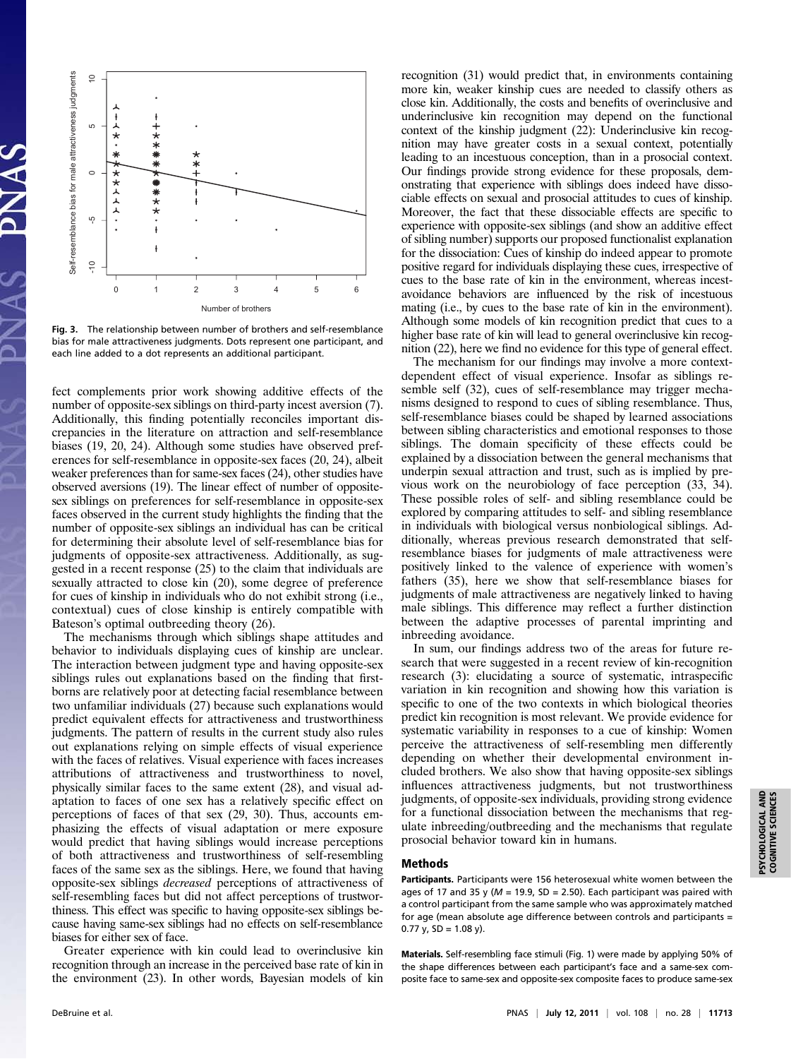Fig. 3. The relationship between number of brothers and self-resemblance bias for male attractiveness judgments. Dots represent one participant, and each line added to a dot represents an additional participant.

fect complements prior work showing additive effects of the number of opposite-sex siblings on third-party incest aversion (7). Additionally, this finding potentially reconciles important discrepancies in the literature on attraction and self-resemblance biases (19, 20, 24). Although some studies have observed preferences for self-resemblance in opposite-sex faces (20, 24), albeit weaker preferences than for same-sex faces (24), other studies have observed aversions (19). The linear effect of number of opposite-sex siblings on preferences for self-resemblance in opposite-sex faces observed in the current study highlights the finding that the number of opposite-sex siblings an individual has can be critical for determining their absolute level of self-resemblance bias for judgments of opposite-sex attractiveness. Additionally, as suggested in a recent response (25) to the claim that individuals are sexually attracted to close kin (20), some degree of preference for cues of kinship in individuals who do not exhibit strong (i.e., contextual) cues of close kinship is entirely compatible with Bateson's optimal outbreeding theory (26).

The mechanisms through which siblings shape attitudes and behavior to individuals displaying cues of kinship are unclear. The interaction between judgment type and having opposite-sex siblings rules out explanations based on the finding that firstborns are relatively poor at detecting facial resemblance between two unfamiliar individuals (27) because such explanations would predict equivalent effects for attractiveness and trustworthiness judgments. The pattern of results in the current study also rules out explanations relying on simple effects of visual experience with the faces of relatives. Visual experience with faces increases attributions of attractiveness and trustworthiness to novel, physically similar faces to the same extent (28), and visual adaptation to faces of one sex has a relatively specific effect on perceptions of faces of that sex (29, 30). Thus, accounts emphasizing the effects of visual adaptation or mere exposure would predict that having siblings would increase perceptions of both attractiveness and trustworthiness of self-resembling faces of the same sex as the siblings. Here, we found that having opposite-sex siblings *decreased* perceptions of attractiveness of self-resembling faces but did not affect perceptions of trustworthiness. This effect was specific to having opposite-sex siblings because having same-sex siblings had no effects on self-resemblance biases for either sex of face.

Greater experience with kin could lead to overinclusive kin recognition through an increase in the perceived base rate of kin in the environment (23). In other words, Bayesian models of kin recognition (31) would predict that, in environments containing more kin, weaker kinship cues are needed to classify others as close kin. Additionally, the costs and benefits of overinclusive and underinclusive kin recognition may depend on the functional context of the kinship judgment (22): Underinclusive kin recognition may have greater costs in a sexual context, potentially leading to an incestuous conception, than in a prosocial context. Our findings provide strong evidence for these proposals, demonstrating that experience with siblings does indeed have dissociable effects on sexual and prosocial attitudes to cues of kinship. Moreover, the fact that these dissociable effects are specific to experience with opposite-sex siblings (and show an additive effect of sibling number) supports our proposed functionalist explanation for the dissociation: Cues of kinship do indeed appear to promote positive regard for individuals displaying these cues, irrespective of cues to the base rate of kin in the environment, whereas incest-avoidance behaviors are influenced by the risk of incestuous mating (i.e., by cues to the base rate of kin in the environment). Although some models of kin recognition predict that cues to a higher base rate of kin will lead to general overinclusive kin recognition (22), here we find no evidence for this type of general effect.

The mechanism for our findings may involve a more context-dependent effect of visual experience. Insofar as siblings resemble self (32), cues of self-resemblance may trigger mechanisms designed to respond to cues of sibling resemblance. Thus, self-resemblance biases could be shaped by learned associations between sibling characteristics and emotional responses to those siblings. The domain specificity of these effects could be explained by a dissociation between the general mechanisms that underpin sexual attraction and trust, such as is implied by previous work on the neurobiology of face perception (33, 34). These possible roles of self- and sibling resemblance could be explored by comparing attitudes to self- and sibling resemblance in individuals with biological versus nonbiological siblings. Additionally, whereas previous research demonstrated that self-resemblance biases for judgments of male attractiveness were positively linked to the valence of experience with women's fathers (35), here we show that self-resemblance biases for judgments of male attractiveness are negatively linked to having male siblings. This difference may reflect a further distinction between the adaptive processes of parental imprinting and inbreeding avoidance.

In sum, our findings address two of the areas for future research that were suggested in a recent review of kin-recognition research (3): elucidating a source of systematic, intraspecific variation in kin recognition and showing how this variation is specific to one of the two contexts in which biological theories predict kin recognition is most relevant. We provide evidence for systematic variability in responses to a cue of kinship: Women perceive the attractiveness of self-resembling men differently depending on whether their developmental environment included brothers. We also show that having opposite-sex siblings influences attractiveness judgments, but not trustworthiness judgments, of opposite-sex individuals, providing strong evidence for a functional dissociation between the mechanisms that regulate inbreeding/outbreeding and the mechanisms that regulate prosocial behavior toward kin in humans.

## Methods

**Participants.** Participants were 156 heterosexual white women between the ages of 17 and 35 y ($M$ = 19.9, SD = 2.50). Each participant was paired with a control participant from the same sample who was approximately matched for age (mean absolute age difference between controls and participants = 0.77 y, SD = 1.08 y).

**Materials.** Self-resembling face stimuli (Fig. 1) were made by applying 50% of the shape differences between each participant's face and a same-sex composite face to same-sex and opposite-sex composite faces to produce same-sex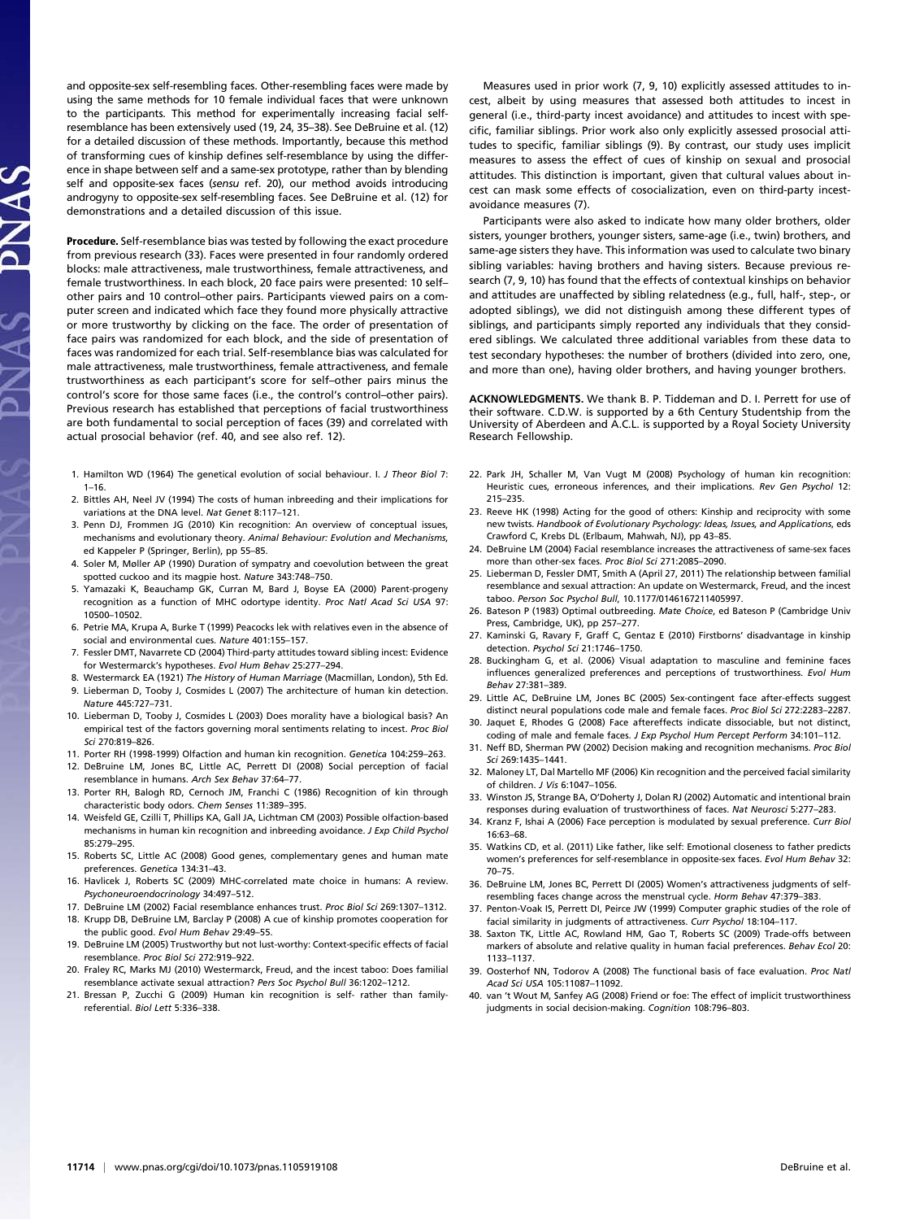and opposite-sex self-resembling faces. Other-resembling faces were made by using the same methods for 10 female individual faces that were unknown to the participants. This method for experimentally increasing facial self-resemblance has been extensively used (19, 24, 35–38). See DeBruine et al. (12) for a detailed discussion of these methods. Importantly, because this method of transforming cues of kinship defines self-resemblance by using the difference in shape between self and a same-sex prototype, rather than by blending self and opposite-sex faces (*sensu* ref. 20), our method avoids introducing androgyny to opposite-sex self-resembling faces. See DeBruine et al. (12) for demonstrations and a detailed discussion of this issue.

**Procedure.** Self-resemblance bias was tested by following the exact procedure from previous research (33). Faces were presented in four randomly ordered blocks: male attractiveness, male trustworthiness, female attractiveness, and female trustworthiness. In each block, 20 face pairs were presented: 10 self–other pairs and 10 control–other pairs. Participants viewed pairs on a computer screen and indicated which face they found more physically attractive or more trustworthy by clicking on the face. The order of presentation of face pairs was randomized for each block, and the side of presentation of faces was randomized for each trial. Self-resemblance bias was calculated for male attractiveness, male trustworthiness, female attractiveness, and female trustworthiness as each participant's score for self–other pairs minus the control's score for those same faces (i.e., the control's control–other pairs). Previous research has established that perceptions of facial trustworthiness are both fundamental to social perception of faces (39) and correlated with actual prosocial behavior (ref. 40, and see also ref. 12).

Measures used in prior work (7, 9, 10) explicitly assessed attitudes to incest, albeit by using measures that assessed both attitudes to incest in general (i.e., third-party incest avoidance) and attitudes to incest with specific, familiar siblings. Prior work also only explicitly assessed prosocial attitudes to specific, familiar siblings (9). By contrast, our study uses implicit measures to assess the effect of cues of kinship on sexual and prosocial attitudes. This distinction is important, given that cultural values about incest can mask some effects of cosocialization, even on third-party incest-avoidance measures (7).

Participants were also asked to indicate how many older brothers, older sisters, younger brothers, younger sisters, same-age (i.e., twin) brothers, and same-age sisters they have. This information was used to calculate two binary sibling variables: having brothers and having sisters. Because previous research (7, 9, 10) has found that the effects of contextual kinships on behavior and attitudes are unaffected by sibling relatedness (e.g., full, half-, step-, or adopted siblings), we did not distinguish among these different types of siblings, and participants simply reported any individuals that they considered siblings. We calculated three additional variables from these data to test secondary hypotheses: the number of brothers (divided into zero, one, and more than one), having older brothers, and having younger brothers.

**ACKNOWLEDGMENTS.** We thank B. P. Tiddeman and D. I. Perrett for use of their software. C.D.W. is supported by a 6th Century Studentship from the University of Aberdeen and A.C.L. is supported by a Royal Society University Research Fellowship.

1. Hamilton WD (1964) The genetical evolution of social behaviour. I. *J Theor Biol* 7: 1–16.
2. Bittles AH, Neel JV (1994) The costs of human inbreeding and their implications for variations at the DNA level. *Nat Genet* 8:117–121.
3. Penn DJ, Frommen JG (2010) Kin recognition: An overview of conceptual issues, mechanisms and evolutionary theory. *Animal Behaviour: Evolution and Mechanisms*, ed Kappeler P (Springer, Berlin), pp 55–85.
4. Soler M, Møller AP (1990) Duration of sympatry and coevolution between the great spotted cuckoo and its magpie host. *Nature* 343:748–750.
5. Yamazaki K, Beauchamp GK, Curran M, Bard J, Boyse EA (2000) Parent-progeny recognition as a function of MHC odortype identity. *Proc Natl Acad Sci USA* 97: 10500–10502.
6. Petrie MA, Krupa A, Burke T (1999) Peacocks lek with relatives even in the absence of social and environmental cues. *Nature* 401:155–157.
7. Fessler DMT, Navarrete CD (2004) Third-party attitudes toward sibling incest: Evidence for Westermarck's hypotheses. *Evol Hum Behav* 25:277–294.
8. Westermarck EA (1921) *The History of Human Marriage* (Macmillan, London), 5th Ed.
9. Lieberman D, Tooby J, Cosmides L (2007) The architecture of human kin detection. *Nature* 445:727–731.
10. Lieberman D, Tooby J, Cosmides L (2003) Does morality have a biological basis? An empirical test of the factors governing moral sentiments relating to incest. *Proc Biol Sci* 270:819–826.
11. Porter RH (1998-1999) Olfaction and human kin recognition. *Genetica* 104:259–263.
12. DeBruine LM, Jones BC, Little AC, Perrett DI (2008) Social perception of facial resemblance in humans. *Arch Sex Behav* 37:64–77.
13. Porter RH, Balogh RD, Cernoch JM, Franchi C (1986) Recognition of kin through characteristic body odors. *Chem Senses* 11:389–395.
14. Weisfeld GE, Czilli T, Phillips KA, Gall JA, Lichtman CM (2003) Possible olfaction-based mechanisms in human kin recognition and inbreeding avoidance. *J Exp Child Psychol* 85:279–295.
15. Roberts SC, Little AC (2008) Good genes, complementary genes and human mate preferences. *Genetica* 134:31–43.
16. Havlicek J, Roberts SC (2009) MHC-correlated mate choice in humans: A review. *Psychoneuroendocrinology* 34:497–512.
17. DeBruine LM (2002) Facial resemblance enhances trust. *Proc Biol Sci* 269:1307–1312.
18. Krupp DB, DeBruine LM, Barclay P (2008) A cue of kinship promotes cooperation for the public good. *Evol Hum Behav* 29:49–55.
19. DeBruine LM (2005) Trustworthy but not lust-worthy: Context-specific effects of facial resemblance. *Proc Biol Sci* 272:919–922.
20. Fraley RC, Marks MJ (2010) Westermarck, Freud, and the incest taboo: Does familial resemblance activate sexual attraction? *Pers Soc Psychol Bull* 36:1202–1212.
21. Bressan P, Zucchi G (2009) Human kin recognition is self- rather than family-referential. *Biol Lett* 5:336–338.
22. Park JH, Schaller M, Van Vugt M (2008) Psychology of human kin recognition: Heuristic cues, erroneous inferences, and their implications. *Rev Gen Psychol* 12: 215–235.
23. Reeve HK (1998) Acting for the good of others: Kinship and reciprocity with some new twists. *Handbook of Evolutionary Psychology: Ideas, Issues, and Applications*, eds Crawford C, Krebs DL (Erlbaum, Mahwah, NJ), pp 43–85.
24. DeBruine LM (2004) Facial resemblance increases the attractiveness of same-sex faces more than other-sex faces. *Proc Biol Sci* 271:2085–2090.
25. Lieberman D, Fessler DMT, Smith A (April 27, 2011) The relationship between familial resemblance and sexual attraction: An update on Westermarck, Freud, and the incest taboo. *Person Soc Psychol Bull*, 10.1177/0146167211405997.
26. Bateson P (1983) Optimal outbreeding. *Mate Choice*, ed Bateson P (Cambridge Univ Press, Cambridge, UK), pp 257–277.
27. Kaminski G, Ravary F, Graff C, Gentaz E (2010) Firstborns' disadvantage in kinship detection. *Psychol Sci* 21:1746–1750.
28. Buckingham G, et al. (2006) Visual adaptation to masculine and feminine faces influences generalized preferences and perceptions of trustworthiness. *Evol Hum Behav* 27:381–389.
29. Little AC, DeBruine LM, Jones BC (2005) Sex-contingent face after-effects suggest distinct neural populations code male and female faces. *Proc Biol Sci* 272:2283–2287.
30. Jaquet E, Rhodes G (2008) Face aftereffects indicate dissociable, but not distinct, coding of male and female faces. *J Exp Psychol Hum Percept Perform* 34:101–112.
31. Neff BD, Sherman PW (2002) Decision making and recognition mechanisms. *Proc Biol Sci* 269:1435–1441.
32. Maloney LT, Dal Martello MF (2006) Kin recognition and the perceived facial similarity of children. *J Vis* 6:1047–1056.
33. Winston JS, Strange BA, O'Doherty J, Dolan RJ (2002) Automatic and intentional brain responses during evaluation of trustworthiness of faces. *Nat Neurosci* 5:277–283.
34. Kranz F, Ishai A (2006) Face perception is modulated by sexual preference. *Curr Biol* 16:63–68.
35. Watkins CD, et al. (2011) Like father, like self: Emotional closeness to father predicts women's preferences for self-resemblance in opposite-sex faces. *Evol Hum Behav* 32: 70–75.
36. DeBruine LM, Jones BC, Perrett DI (2005) Women's attractiveness judgments of self-resembling faces change across the menstrual cycle. *Horm Behav* 47:379–383.
37. Penton-Voak IS, Perrett DI, Peirce JW (1999) Computer graphic studies of the role of facial similarity in judgments of attractiveness. *Curr Psychol* 18:104–117.
38. Saxton TK, Little AC, Rowland HM, Gao T, Roberts SC (2009) Trade-offs between markers of absolute and relative quality in human facial preferences. *Behav Ecol* 20: 1133–1137.
39. Oosterhof NN, Todorov A (2008) The functional basis of face evaluation. *Proc Natl Acad Sci USA* 105:11087–11092.
40. van 't Wout M, Sanfey AG (2008) Friend or foe: The effect of implicit trustworthiness judgments in social decision-making. *Cognition* 108:796–803.